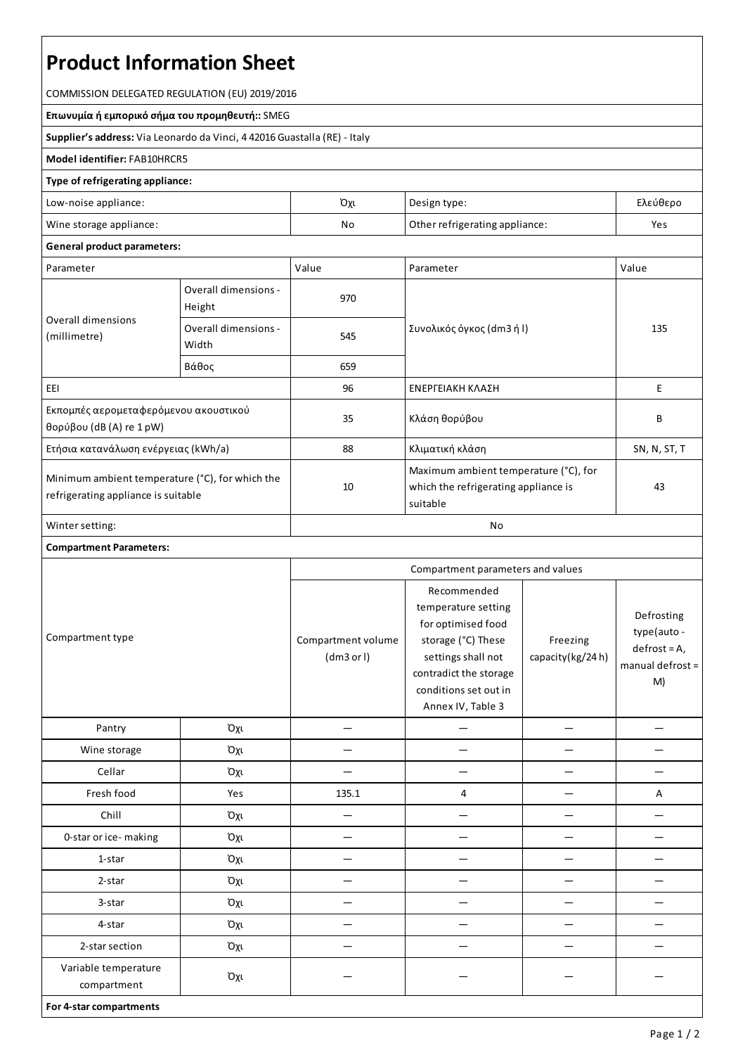# Product Information Sheet

COMMISSION DELEGATED REGULATION (EU) 2019/2016

**Επωνυμία ή εμπορικό σήμα του προμηθευτή::** SMEG

**Supplier's address:** Via Leonardo da Vinci, 4 42016 Guastalla (RE) - Italy

**Model identifier:** FAB10HRCR5

**Type of refrigerating appliance:**

| | | | |
|---|---|---|---|
| Low-noise appliance: | Όχι | Design type: | Ελεύθερο |
| Wine storage appliance: | No | Other refrigerating appliance: | Yes |

**General product parameters:**

| Parameter | | Value | Parameter | Value |
|---|---|---|---|---|
| Overall dimensions (millimetre) | Overall dimensions - Height | 970 | Συνολικός όγκος (dm3 ή l) | 135 |
| | Overall dimensions - Width | 545 | | |
| | Βάθος | 659 | | |
| EEI | | 96 | ΕΝΕΡΓΕΙΑΚΗ ΚΛΑΣΗ | E |
| Εκπομπές αερομεταφερόμενου ακουστικού θορύβου (dB (A) re 1 pW) | | 35 | Κλάση θορύβου | B |
| Ετήσια κατανάλωση ενέργειας (kWh/a) | | 88 | Κλιματική κλάση | SN, N, ST, T |
| Minimum ambient temperature (°C), for which the refrigerating appliance is suitable | | 10 | Maximum ambient temperature (°C), for which the refrigerating appliance is suitable | 43 |
| Winter setting: | | No | | |

**Compartment Parameters:**

| Compartment type | | Compartment parameters and values | | | |
|---|---|---|---|---|---|
| | | Compartment volume (dm3 or l) | Recommended temperature setting for optimised food storage (°C) These settings shall not contradict the storage conditions set out in Annex IV, Table 3 | Freezing capacity(kg/24 h) | Defrosting type(auto - defrost = A, manual defrost = M) |
| Pantry | Όχι | — | — | — | — |
| Wine storage | Όχι | — | — | — | — |
| Cellar | Όχι | — | — | — | — |
| Fresh food | Yes | 135.1 | 4 | — | A |
| Chill | Όχι | — | — | — | — |
| 0-star or ice- making | Όχι | — | — | — | — |
| 1-star | Όχι | — | — | — | — |
| 2-star | Όχι | — | — | — | — |
| 3-star | Όχι | — | — | — | — |
| 4-star | Όχι | — | — | — | — |
| 2-star section | Όχι | — | — | — | — |
| Variable temperature compartment | Όχι | — | — | — | — |

**For 4-star compartments**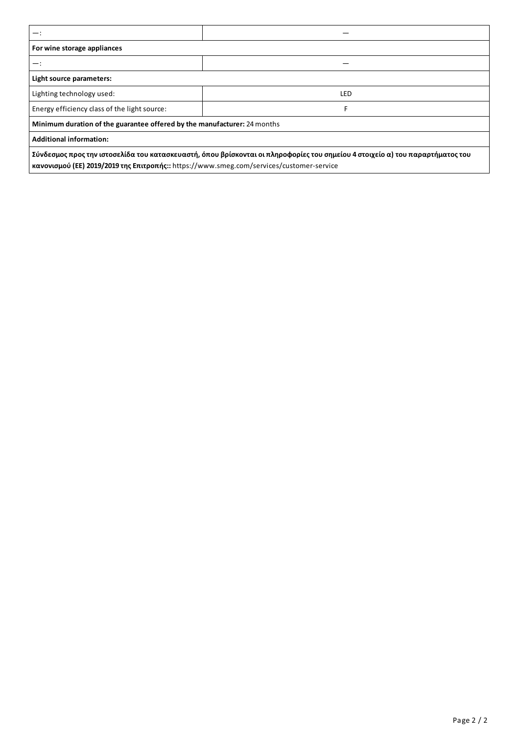| | |
|---|---|
| —: | — |
| **For wine storage appliances** | |
| —: | — |
| **Light source parameters:** | |
| Lighting technology used: | LED |
| Energy efficiency class of the light source: | F |
| **Minimum duration of the guarantee offered by the manufacturer:** 24 months | |
| **Additional information:** | |
| **Σύνδεσμος προς την ιστοσελίδα του κατασκευαστή, όπου βρίσκονται οι πληροφορίες του σημείου 4 στοιχείο α) του παραρτήματος του κανονισμού (ΕΕ) 2019/2019 της Επιτροπής::** https://www.smeg.com/services/customer-service | |